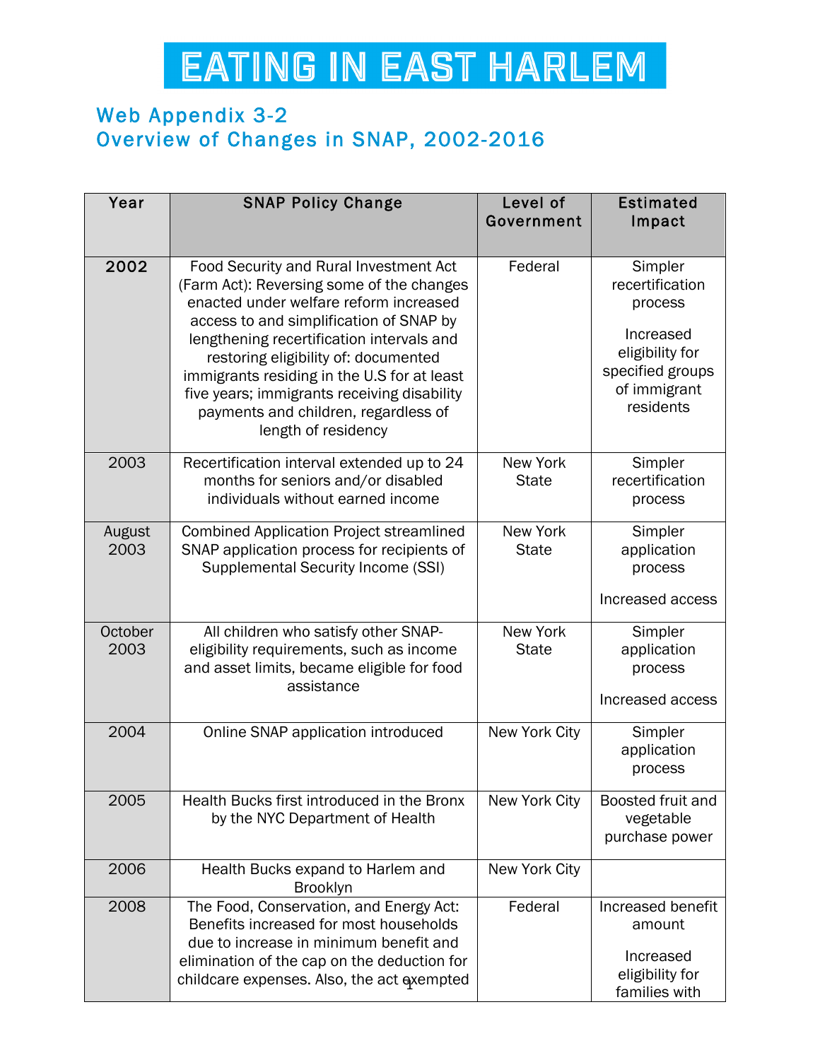# EATING IN EAST HARLEM

## Web Appendix 3-2
## Overview of Changes in SNAP, 2002-2016

| Year | SNAP Policy Change | Level of Government | Estimated Impact |
|---|---|---|---|
| **2002** | Food Security and Rural Investment Act (Farm Act): Reversing some of the changes enacted under welfare reform increased access to and simplification of SNAP by lengthening recertification intervals and restoring eligibility of: documented immigrants residing in the U.S for at least five years; immigrants receiving disability payments and children, regardless of length of residency | Federal | Simpler recertification process<br><br>Increased eligibility for specified groups of immigrant residents |
| 2003 | Recertification interval extended up to 24 months for seniors and/or disabled individuals without earned income | New York State | Simpler recertification process |
| August 2003 | Combined Application Project streamlined SNAP application process for recipients of Supplemental Security Income (SSI) | New York State | Simpler application process<br><br>Increased access |
| October 2003 | All children who satisfy other SNAP-eligibility requirements, such as income and asset limits, became eligible for food assistance | New York State | Simpler application process<br><br>Increased access |
| 2004 | Online SNAP application introduced | New York City | Simpler application process |
| 2005 | Health Bucks first introduced in the Bronx by the NYC Department of Health | New York City | Boosted fruit and vegetable purchase power |
| 2006 | Health Bucks expand to Harlem and Brooklyn | New York City | |
| 2008 | The Food, Conservation, and Energy Act: Benefits increased for most households due to increase in minimum benefit and elimination of the cap on the deduction for childcare expenses. Also, the act exempted | Federal | Increased benefit amount<br><br>Increased eligibility for families with |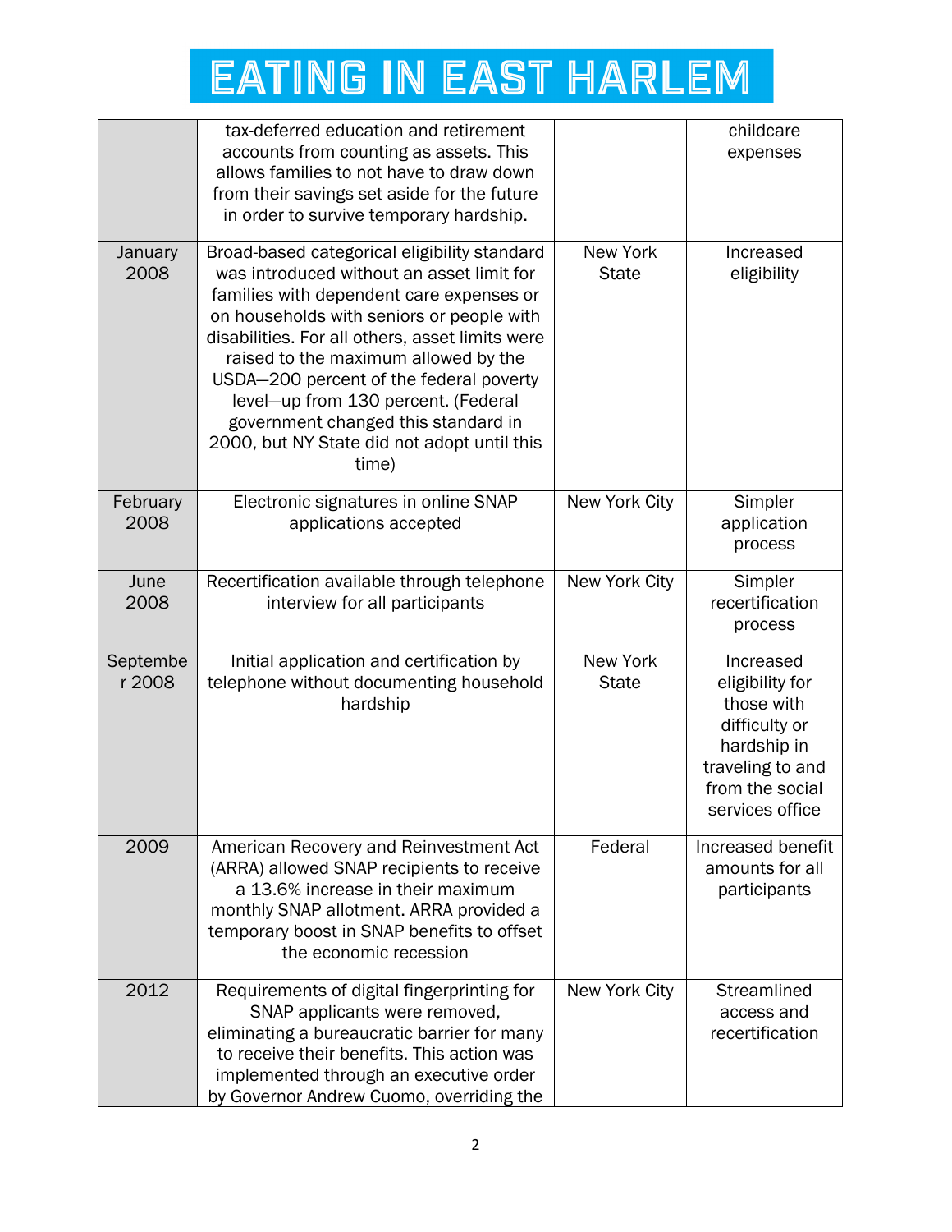| | | | |
|---|---|---|---|
| | tax-deferred education and retirement accounts from counting as assets. This allows families to not have to draw down from their savings set aside for the future in order to survive temporary hardship. | | childcare expenses |
| January 2008 | Broad-based categorical eligibility standard was introduced without an asset limit for families with dependent care expenses or on households with seniors or people with disabilities. For all others, asset limits were raised to the maximum allowed by the USDA—200 percent of the federal poverty level—up from 130 percent. (Federal government changed this standard in 2000, but NY State did not adopt until this time) | New York State | Increased eligibility |
| February 2008 | Electronic signatures in online SNAP applications accepted | New York City | Simpler application process |
| June 2008 | Recertification available through telephone interview for all participants | New York City | Simpler recertification process |
| September 2008 | Initial application and certification by telephone without documenting household hardship | New York State | Increased eligibility for those with difficulty or hardship in traveling to and from the social services office |
| 2009 | American Recovery and Reinvestment Act (ARRA) allowed SNAP recipients to receive a 13.6% increase in their maximum monthly SNAP allotment. ARRA provided a temporary boost in SNAP benefits to offset the economic recession | Federal | Increased benefit amounts for all participants |
| 2012 | Requirements of digital fingerprinting for SNAP applicants were removed, eliminating a bureaucratic barrier for many to receive their benefits. This action was implemented through an executive order by Governor Andrew Cuomo, overriding the | New York City | Streamlined access and recertification |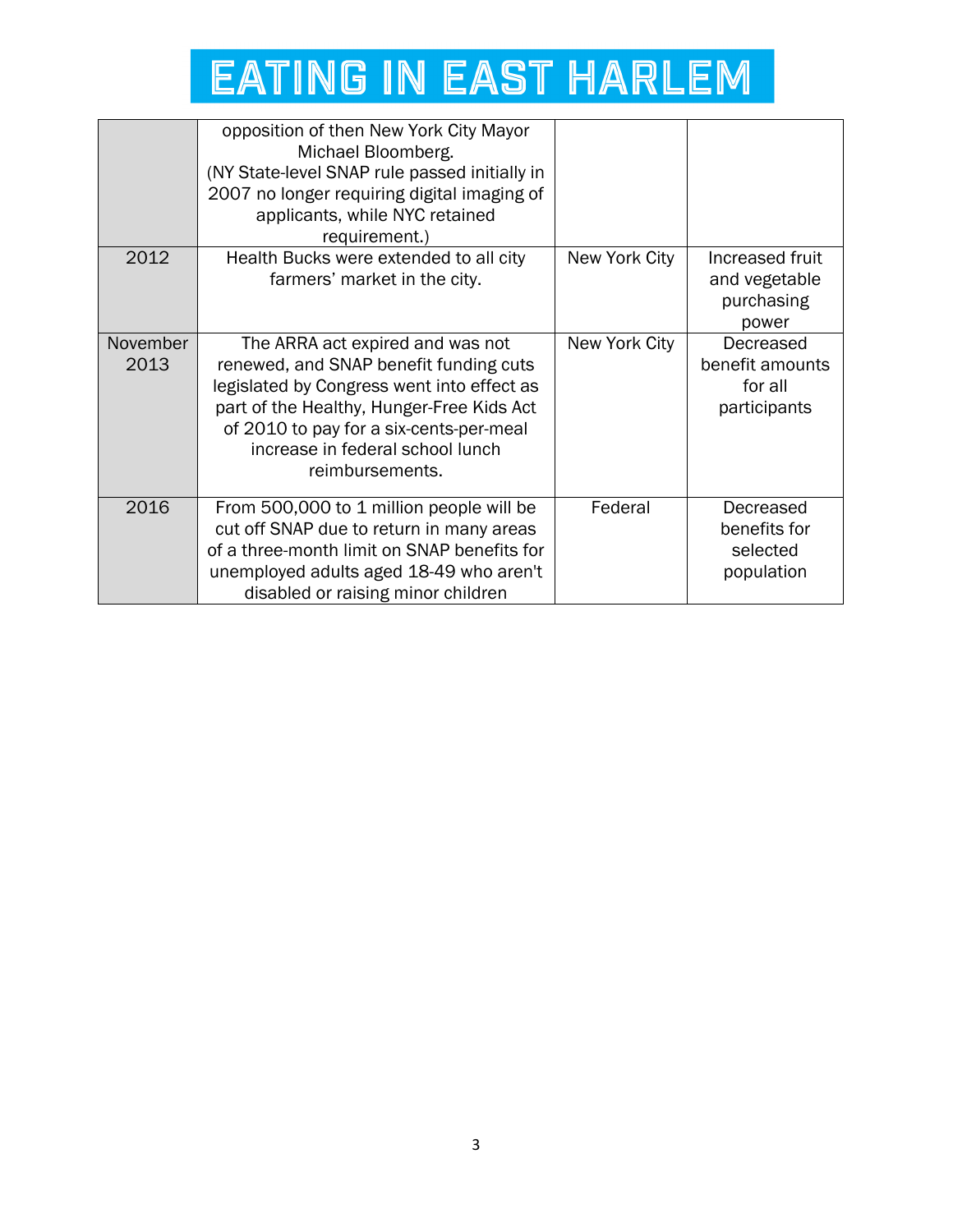# EATING IN EAST HARLEM

| | | | |
|---|---|---|---|
| | opposition of then New York City Mayor Michael Bloomberg. (NY State-level SNAP rule passed initially in 2007 no longer requiring digital imaging of applicants, while NYC retained requirement.) | | |
| 2012 | Health Bucks were extended to all city farmers' market in the city. | New York City | Increased fruit and vegetable purchasing power |
| November 2013 | The ARRA act expired and was not renewed, and SNAP benefit funding cuts legislated by Congress went into effect as part of the Healthy, Hunger-Free Kids Act of 2010 to pay for a six-cents-per-meal increase in federal school lunch reimbursements. | New York City | Decreased benefit amounts for all participants |
| 2016 | From 500,000 to 1 million people will be cut off SNAP due to return in many areas of a three-month limit on SNAP benefits for unemployed adults aged 18-49 who aren't disabled or raising minor children | Federal | Decreased benefits for selected population |